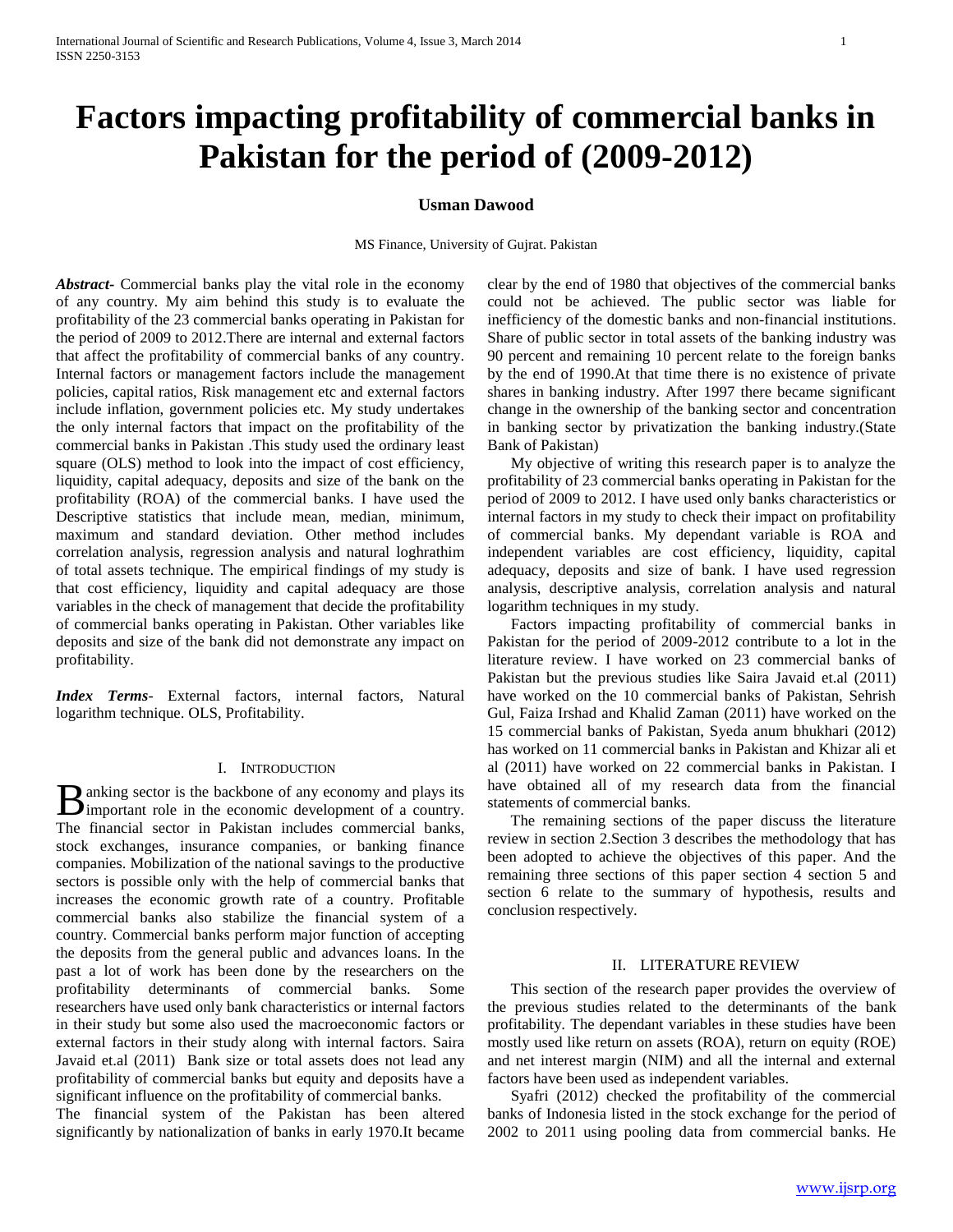# Factors impacting profitability of commercial banks in Pakistan for the period of (2009-2012)

**Usman Dawood**

MS Finance, University of Gujrat. Pakistan

***Abstract-*** Commercial banks play the vital role in the economy of any country. My aim behind this study is to evaluate the profitability of the 23 commercial banks operating in Pakistan for the period of 2009 to 2012.There are internal and external factors that affect the profitability of commercial banks of any country. Internal factors or management factors include the management policies, capital ratios, Risk management etc and external factors include inflation, government policies etc. My study undertakes the only internal factors that impact on the profitability of the commercial banks in Pakistan .This study used the ordinary least square (OLS) method to look into the impact of cost efficiency, liquidity, capital adequacy, deposits and size of the bank on the profitability (ROA) of the commercial banks. I have used the Descriptive statistics that include mean, median, minimum, maximum and standard deviation. Other method includes correlation analysis, regression analysis and natural loghrathim of total assets technique. The empirical findings of my study is that cost efficiency, liquidity and capital adequacy are those variables in the check of management that decide the profitability of commercial banks operating in Pakistan. Other variables like deposits and size of the bank did not demonstrate any impact on profitability.

***Index Terms-*** External factors, internal factors, Natural logarithm technique. OLS, Profitability.

## I. Introduction

Banking sector is the backbone of any economy and plays its important role in the economic development of a country. The financial sector in Pakistan includes commercial banks, stock exchanges, insurance companies, or banking finance companies. Mobilization of the national savings to the productive sectors is possible only with the help of commercial banks that increases the economic growth rate of a country. Profitable commercial banks also stabilize the financial system of a country. Commercial banks perform major function of accepting the deposits from the general public and advances loans. In the past a lot of work has been done by the researchers on the profitability determinants of commercial banks. Some researchers have used only bank characteristics or internal factors in their study but some also used the macroeconomic factors or external factors in their study along with internal factors. Saira Javaid et.al (2011) Bank size or total assets does not lead any profitability of commercial banks but equity and deposits have a significant influence on the profitability of commercial banks.

The financial system of the Pakistan has been altered significantly by nationalization of banks in early 1970.It became clear by the end of 1980 that objectives of the commercial banks could not be achieved. The public sector was liable for inefficiency of the domestic banks and non-financial institutions. Share of public sector in total assets of the banking industry was 90 percent and remaining 10 percent relate to the foreign banks by the end of 1990.At that time there is no existence of private shares in banking industry. After 1997 there became significant change in the ownership of the banking sector and concentration in banking sector by privatization the banking industry.(State Bank of Pakistan)

My objective of writing this research paper is to analyze the profitability of 23 commercial banks operating in Pakistan for the period of 2009 to 2012. I have used only banks characteristics or internal factors in my study to check their impact on profitability of commercial banks. My dependant variable is ROA and independent variables are cost efficiency, liquidity, capital adequacy, deposits and size of bank. I have used regression analysis, descriptive analysis, correlation analysis and natural logarithm techniques in my study.

Factors impacting profitability of commercial banks in Pakistan for the period of 2009-2012 contribute to a lot in the literature review. I have worked on 23 commercial banks of Pakistan but the previous studies like Saira Javaid et.al (2011) have worked on the 10 commercial banks of Pakistan, Sehrish Gul, Faiza Irshad and Khalid Zaman (2011) have worked on the 15 commercial banks of Pakistan, Syeda anum bhukhari (2012) has worked on 11 commercial banks in Pakistan and Khizar ali et al (2011) have worked on 22 commercial banks in Pakistan. I have obtained all of my research data from the financial statements of commercial banks.

The remaining sections of the paper discuss the literature review in section 2.Section 3 describes the methodology that has been adopted to achieve the objectives of this paper. And the remaining three sections of this paper section 4 section 5 and section 6 relate to the summary of hypothesis, results and conclusion respectively.

## II. Literature Review

This section of the research paper provides the overview of the previous studies related to the determinants of the bank profitability. The dependant variables in these studies have been mostly used like return on assets (ROA), return on equity (ROE) and net interest margin (NIM) and all the internal and external factors have been used as independent variables.

Syafri (2012) checked the profitability of the commercial banks of Indonesia listed in the stock exchange for the period of 2002 to 2011 using pooling data from commercial banks. He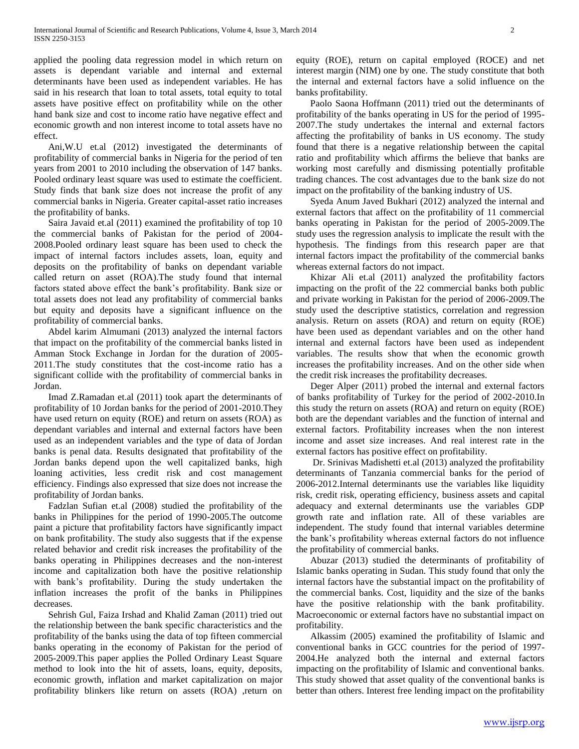applied the pooling data regression model in which return on assets is dependant variable and internal and external determinants have been used as independent variables. He has said in his research that loan to total assets, total equity to total assets have positive effect on profitability while on the other hand bank size and cost to income ratio have negative effect and economic growth and non interest income to total assets have no effect.

Ani,W.U et.al (2012) investigated the determinants of profitability of commercial banks in Nigeria for the period of ten years from 2001 to 2010 including the observation of 147 banks. Pooled ordinary least square was used to estimate the coefficient. Study finds that bank size does not increase the profit of any commercial banks in Nigeria. Greater capital-asset ratio increases the profitability of banks.

Saira Javaid et.al (2011) examined the profitability of top 10 the commercial banks of Pakistan for the period of 2004-2008.Pooled ordinary least square has been used to check the impact of internal factors includes assets, loan, equity and deposits on the profitability of banks on dependant variable called return on asset (ROA).The study found that internal factors stated above effect the bank's profitability. Bank size or total assets does not lead any profitability of commercial banks but equity and deposits have a significant influence on the profitability of commercial banks.

Abdel karim Almumani (2013) analyzed the internal factors that impact on the profitability of the commercial banks listed in Amman Stock Exchange in Jordan for the duration of 2005-2011.The study constitutes that the cost-income ratio has a significant collide with the profitability of commercial banks in Jordan.

Imad Z.Ramadan et.al (2011) took apart the determinants of profitability of 10 Jordan banks for the period of 2001-2010.They have used return on equity (ROE) and return on assets (ROA) as dependant variables and internal and external factors have been used as an independent variables and the type of data of Jordan banks is penal data. Results designated that profitability of the Jordan banks depend upon the well capitalized banks, high loaning activities, less credit risk and cost management efficiency. Findings also expressed that size does not increase the profitability of Jordan banks.

Fadzlan Sufian et.al (2008) studied the profitability of the banks in Philippines for the period of 1990-2005.The outcome paint a picture that profitability factors have significantly impact on bank profitability. The study also suggests that if the expense related behavior and credit risk increases the profitability of the banks operating in Philippines decreases and the non-interest income and capitalization both have the positive relationship with bank's profitability. During the study undertaken the inflation increases the profit of the banks in Philippines decreases.

Sehrish Gul, Faiza Irshad and Khalid Zaman (2011) tried out the relationship between the bank specific characteristics and the profitability of the banks using the data of top fifteen commercial banks operating in the economy of Pakistan for the period of 2005-2009.This paper applies the Polled Ordinary Least Square method to look into the hit of assets, loans, equity, deposits, economic growth, inflation and market capitalization on major profitability blinkers like return on assets (ROA) ,return on equity (ROE), return on capital employed (ROCE) and net interest margin (NIM) one by one. The study constitute that both the internal and external factors have a solid influence on the banks profitability.

Paolo Saona Hoffmann (2011) tried out the determinants of profitability of the banks operating in US for the period of 1995-2007.The study undertakes the internal and external factors affecting the profitability of banks in US economy. The study found that there is a negative relationship between the capital ratio and profitability which affirms the believe that banks are working most carefully and dismissing potentially profitable trading chances. The cost advantages due to the bank size do not impact on the profitability of the banking industry of US.

Syeda Anum Javed Bukhari (2012) analyzed the internal and external factors that affect on the profitability of 11 commercial banks operating in Pakistan for the period of 2005-2009.The study uses the regression analysis to implicate the result with the hypothesis. The findings from this research paper are that internal factors impact the profitability of the commercial banks whereas external factors do not impact.

Khizar Ali et.al (2011) analyzed the profitability factors impacting on the profit of the 22 commercial banks both public and private working in Pakistan for the period of 2006-2009.The study used the descriptive statistics, correlation and regression analysis. Return on assets (ROA) and return on equity (ROE) have been used as dependant variables and on the other hand internal and external factors have been used as independent variables. The results show that when the economic growth increases the profitability increases. And on the other side when the credit risk increases the profitability decreases.

Deger Alper (2011) probed the internal and external factors of banks profitability of Turkey for the period of 2002-2010.In this study the return on assets (ROA) and return on equity (ROE) both are the dependant variables and the function of internal and external factors. Profitability increases when the non interest income and asset size increases. And real interest rate in the external factors has positive effect on profitability.

Dr. Srinivas Madishetti et.al (2013) analyzed the profitability determinants of Tanzania commercial banks for the period of 2006-2012.Internal determinants use the variables like liquidity risk, credit risk, operating efficiency, business assets and capital adequacy and external determinants use the variables GDP growth rate and inflation rate. All of these variables are independent. The study found that internal variables determine the bank's profitability whereas external factors do not influence the profitability of commercial banks.

Abuzar (2013) studied the determinants of profitability of Islamic banks operating in Sudan. This study found that only the internal factors have the substantial impact on the profitability of the commercial banks. Cost, liquidity and the size of the banks have the positive relationship with the bank profitability. Macroeconomic or external factors have no substantial impact on profitability.

Alkassim (2005) examined the profitability of Islamic and conventional banks in GCC countries for the period of 1997-2004.He analyzed both the internal and external factors impacting on the profitability of Islamic and conventional banks. This study showed that asset quality of the conventional banks is better than others. Interest free lending impact on the profitability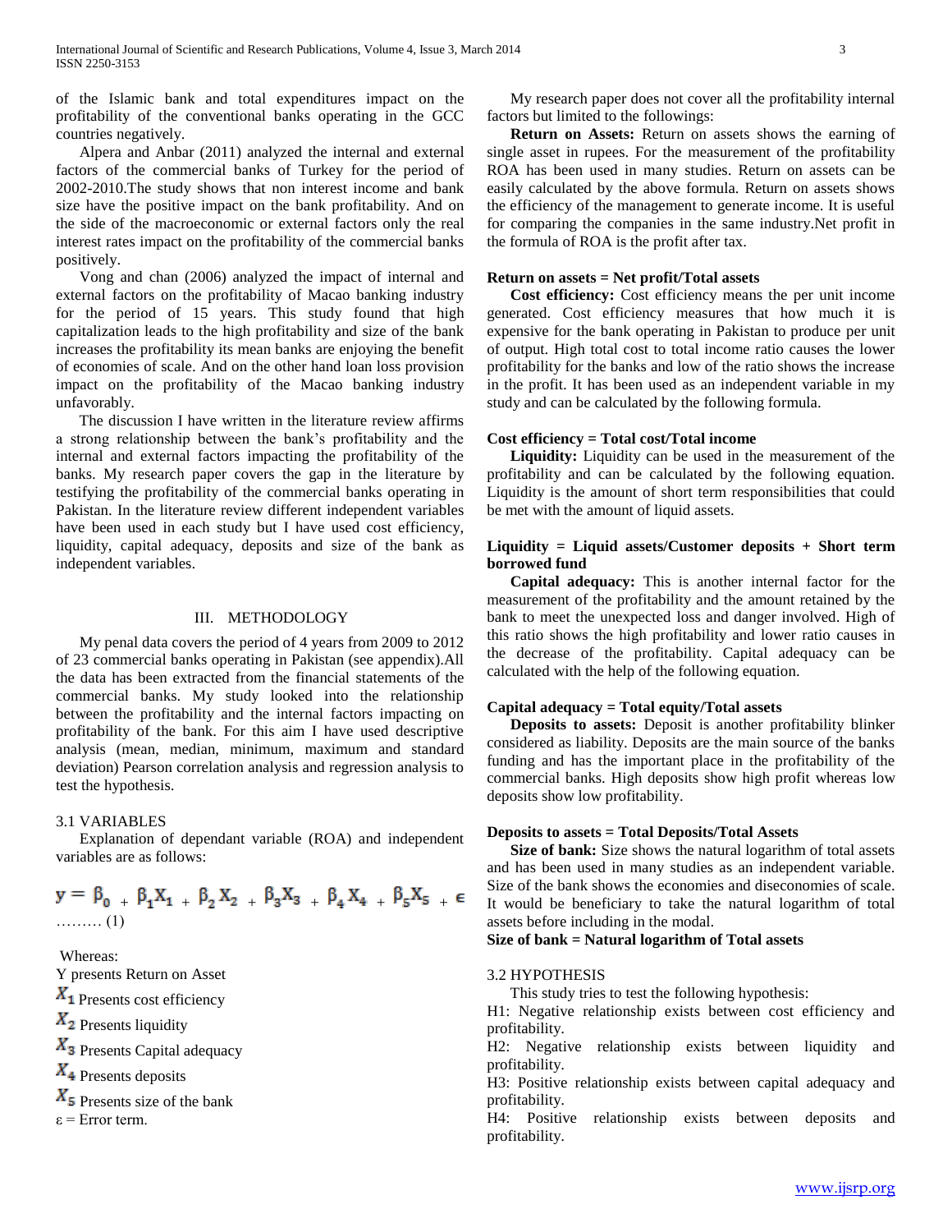of the Islamic bank and total expenditures impact on the profitability of the conventional banks operating in the GCC countries negatively.

Alpera and Anbar (2011) analyzed the internal and external factors of the commercial banks of Turkey for the period of 2002-2010.The study shows that non interest income and bank size have the positive impact on the bank profitability. And on the side of the macroeconomic or external factors only the real interest rates impact on the profitability of the commercial banks positively.

Vong and chan (2006) analyzed the impact of internal and external factors on the profitability of Macao banking industry for the period of 15 years. This study found that high capitalization leads to the high profitability and size of the bank increases the profitability its mean banks are enjoying the benefit of economies of scale. And on the other hand loan loss provision impact on the profitability of the Macao banking industry unfavorably.

The discussion I have written in the literature review affirms a strong relationship between the bank's profitability and the internal and external factors impacting the profitability of the banks. My research paper covers the gap in the literature by testifying the profitability of the commercial banks operating in Pakistan. In the literature review different independent variables have been used in each study but I have used cost efficiency, liquidity, capital adequacy, deposits and size of the bank as independent variables.

## III. METHODOLOGY

My penal data covers the period of 4 years from 2009 to 2012 of 23 commercial banks operating in Pakistan (see appendix).All the data has been extracted from the financial statements of the commercial banks. My study looked into the relationship between the profitability and the internal factors impacting on profitability of the bank. For this aim I have used descriptive analysis (mean, median, minimum, maximum and standard deviation) Pearson correlation analysis and regression analysis to test the hypothesis.

### 3.1 VARIABLES

Explanation of dependant variable (ROA) and independent variables are as follows:

$$y = \beta_0 + \beta_1 X_1 + \beta_2 X_2 + \beta_3 X_3 + \beta_4 X_4 + \beta_5 X_5 + \epsilon \quad \text{......... (1)}$$

Whereas:

Y presents Return on Asset

$X_1$ Presents cost efficiency

$X_2$ Presents liquidity

$X_3$ Presents Capital adequacy

$X_4$ Presents deposits

$X_5$ Presents size of the bank

$\varepsilon$ = Error term.

My research paper does not cover all the profitability internal factors but limited to the followings:

**Return on Assets:** Return on assets shows the earning of single asset in rupees. For the measurement of the profitability ROA has been used in many studies. Return on assets can be easily calculated by the above formula. Return on assets shows the efficiency of the management to generate income. It is useful for comparing the companies in the same industry.Net profit in the formula of ROA is the profit after tax.

**Return on assets = Net profit/Total assets**

**Cost efficiency:** Cost efficiency means the per unit income generated. Cost efficiency measures that how much it is expensive for the bank operating in Pakistan to produce per unit of output. High total cost to total income ratio causes the lower profitability for the banks and low of the ratio shows the increase in the profit. It has been used as an independent variable in my study and can be calculated by the following formula.

**Cost efficiency = Total cost/Total income**

**Liquidity:** Liquidity can be used in the measurement of the profitability and can be calculated by the following equation. Liquidity is the amount of short term responsibilities that could be met with the amount of liquid assets.

**Liquidity = Liquid assets/Customer deposits + Short term borrowed fund**

**Capital adequacy:** This is another internal factor for the measurement of the profitability and the amount retained by the bank to meet the unexpected loss and danger involved. High of this ratio shows the high profitability and lower ratio causes in the decrease of the profitability. Capital adequacy can be calculated with the help of the following equation.

**Capital adequacy = Total equity/Total assets**

**Deposits to assets:** Deposit is another profitability blinker considered as liability. Deposits are the main source of the banks funding and has the important place in the profitability of the commercial banks. High deposits show high profit whereas low deposits show low profitability.

**Deposits to assets = Total Deposits/Total Assets**

**Size of bank:** Size shows the natural logarithm of total assets and has been used in many studies as an independent variable. Size of the bank shows the economies and diseconomies of scale. It would be beneficiary to take the natural logarithm of total assets before including in the modal.

**Size of bank = Natural logarithm of Total assets**

### 3.2 HYPOTHESIS

This study tries to test the following hypothesis:

H1: Negative relationship exists between cost efficiency and profitability.

H2: Negative relationship exists between liquidity and profitability.

H3: Positive relationship exists between capital adequacy and profitability.

H4: Positive relationship exists between deposits and profitability.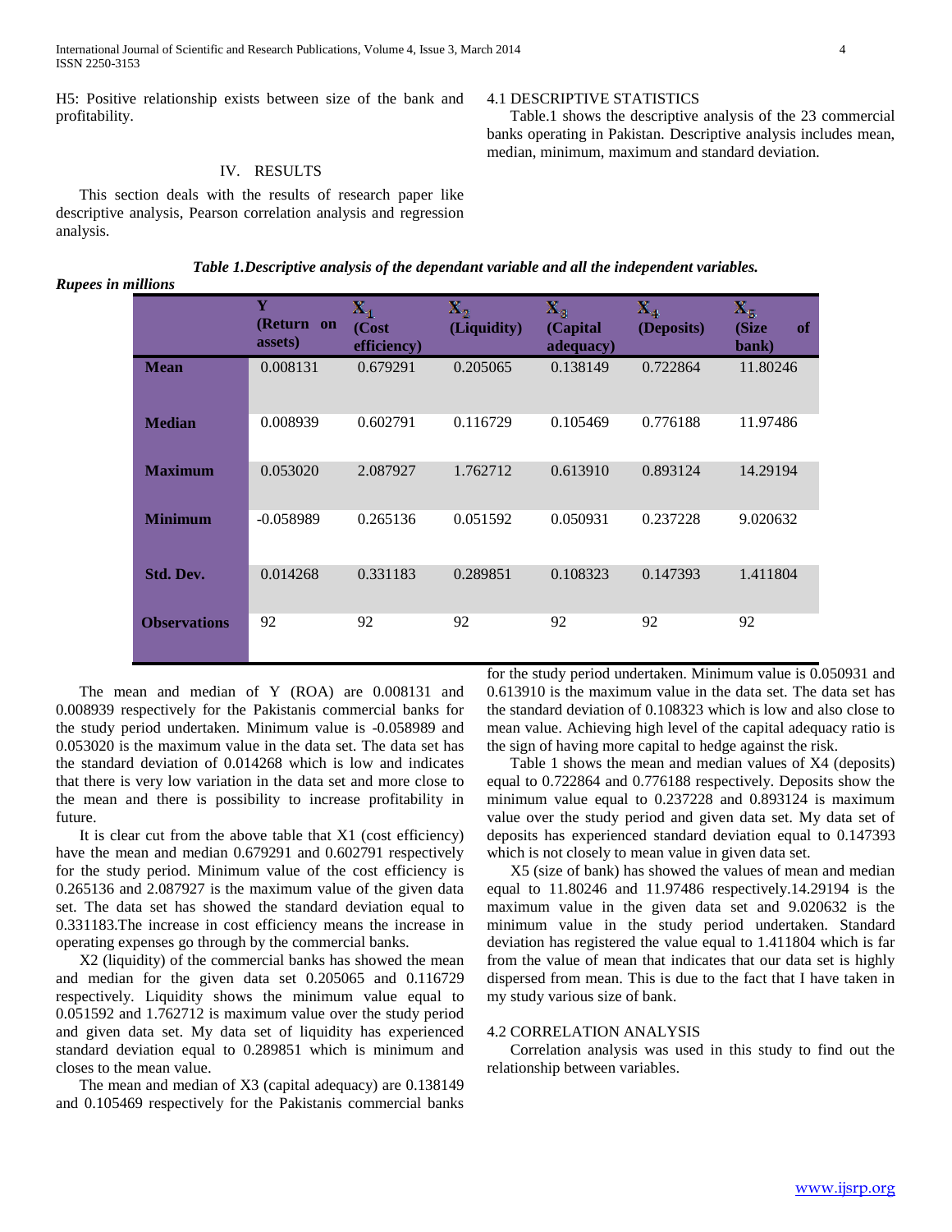H5: Positive relationship exists between size of the bank and profitability.

# IV. RESULTS

This section deals with the results of research paper like descriptive analysis, Pearson correlation analysis and regression analysis.

## 4.1 DESCRIPTIVE STATISTICS

Table.1 shows the descriptive analysis of the 23 commercial banks operating in Pakistan. Descriptive analysis includes mean, median, minimum, maximum and standard deviation.

***Table 1.Descriptive analysis of the dependant variable and all the independent variables.***

***Rupees in millions***

| | Y (Return on assets) | $X_1$ (Cost efficiency) | $X_2$ (Liquidity) | $X_3$ (Capital adequacy) | $X_4$ (Deposits) | $X_5$ (Size of bank) |
|---|---|---|---|---|---|---|
| **Mean** | 0.008131 | 0.679291 | 0.205065 | 0.138149 | 0.722864 | 11.80246 |
| **Median** | 0.008939 | 0.602791 | 0.116729 | 0.105469 | 0.776188 | 11.97486 |
| **Maximum** | 0.053020 | 2.087927 | 1.762712 | 0.613910 | 0.893124 | 14.29194 |
| **Minimum** | -0.058989 | 0.265136 | 0.051592 | 0.050931 | 0.237228 | 9.020632 |
| **Std. Dev.** | 0.014268 | 0.331183 | 0.289851 | 0.108323 | 0.147393 | 1.411804 |
| **Observations** | 92 | 92 | 92 | 92 | 92 | 92 |

The mean and median of Y (ROA) are 0.008131 and 0.008939 respectively for the Pakistanis commercial banks for the study period undertaken. Minimum value is -0.058989 and 0.053020 is the maximum value in the data set. The data set has the standard deviation of 0.014268 which is low and indicates that there is very low variation in the data set and more close to the mean and there is possibility to increase profitability in future.

It is clear cut from the above table that X1 (cost efficiency) have the mean and median 0.679291 and 0.602791 respectively for the study period. Minimum value of the cost efficiency is 0.265136 and 2.087927 is the maximum value of the given data set. The data set has showed the standard deviation equal to 0.331183.The increase in cost efficiency means the increase in operating expenses go through by the commercial banks.

X2 (liquidity) of the commercial banks has showed the mean and median for the given data set 0.205065 and 0.116729 respectively. Liquidity shows the minimum value equal to 0.051592 and 1.762712 is maximum value over the study period and given data set. My data set of liquidity has experienced standard deviation equal to 0.289851 which is minimum and closes to the mean value.

The mean and median of X3 (capital adequacy) are 0.138149 and 0.105469 respectively for the Pakistanis commercial banks for the study period undertaken. Minimum value is 0.050931 and 0.613910 is the maximum value in the data set. The data set has the standard deviation of 0.108323 which is low and also close to mean value. Achieving high level of the capital adequacy ratio is the sign of having more capital to hedge against the risk.

Table 1 shows the mean and median values of X4 (deposits) equal to 0.722864 and 0.776188 respectively. Deposits show the minimum value equal to 0.237228 and 0.893124 is maximum value over the study period and given data set. My data set of deposits has experienced standard deviation equal to 0.147393 which is not closely to mean value in given data set.

X5 (size of bank) has showed the values of mean and median equal to 11.80246 and 11.97486 respectively.14.29194 is the maximum value in the given data set and 9.020632 is the minimum value in the study period undertaken. Standard deviation has registered the value equal to 1.411804 which is far from the value of mean that indicates that our data set is highly dispersed from mean. This is due to the fact that I have taken in my study various size of bank.

## 4.2 CORRELATION ANALYSIS

Correlation analysis was used in this study to find out the relationship between variables.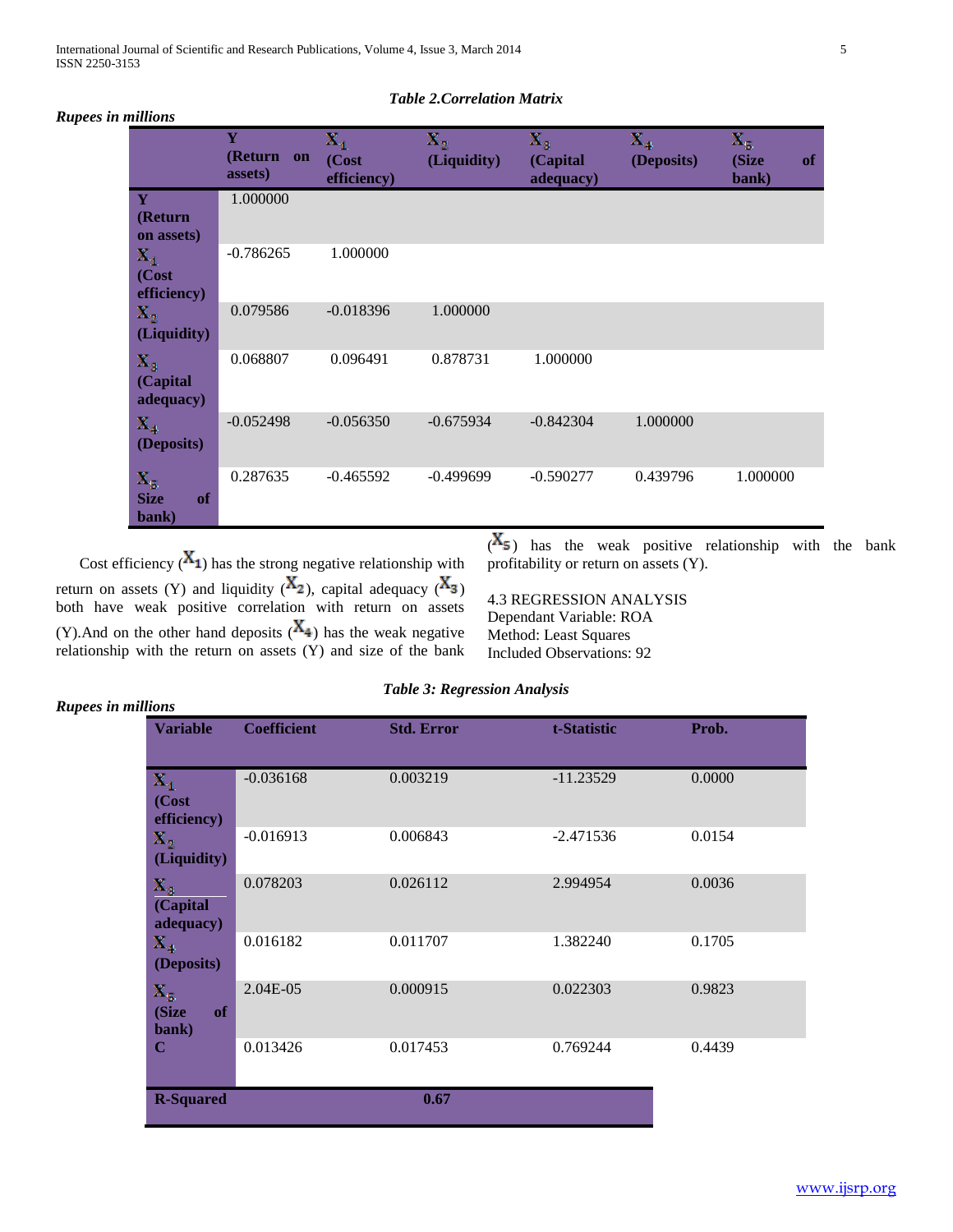*Rupees in millions*

***Table 2.Correlation Matrix***

| | Y (Return on assets) | $X_1$ (Cost efficiency) | $X_2$ (Liquidity) | $X_3$ (Capital adequacy) | $X_4$ (Deposits) | $X_5$ (Size of bank) |
|---|---|---|---|---|---|---|
| **Y (Return on assets)** | 1.000000 | | | | | |
| **$X_1$ (Cost efficiency)** | -0.786265 | 1.000000 | | | | |
| **$X_2$ (Liquidity)** | 0.079586 | -0.018396 | 1.000000 | | | |
| **$X_3$ (Capital adequacy)** | 0.068807 | 0.096491 | 0.878731 | 1.000000 | | |
| **$X_4$ (Deposits)** | -0.052498 | -0.056350 | -0.675934 | -0.842304 | 1.000000 | |
| **$X_5$ Size of bank)** | 0.287635 | -0.465592 | -0.499699 | -0.590277 | 0.439796 | 1.000000 |

Cost efficiency ($X_1$) has the strong negative relationship with return on assets (Y) and liquidity ($X_2$), capital adequacy ($X_3$) both have weak positive correlation with return on assets (Y).And on the other hand deposits ($X_4$) has the weak negative relationship with the return on assets (Y) and size of the bank ($X_5$) has the weak positive relationship with the bank profitability or return on assets (Y).

4.3 REGRESSION ANALYSIS
Dependant Variable: ROA
Method: Least Squares
Included Observations: 92

*Rupees in millions*

***Table 3: Regression Analysis***

| Variable | Coefficient | Std. Error | t-Statistic | Prob. |
|---|---|---|---|---|
| **$X_1$ (Cost efficiency)** | -0.036168 | 0.003219 | -11.23529 | 0.0000 |
| **$X_2$ (Liquidity)** | -0.016913 | 0.006843 | -2.471536 | 0.0154 |
| **$X_3$ (Capital adequacy)** | 0.078203 | 0.026112 | 2.994954 | 0.0036 |
| **$X_4$ (Deposits)** | 0.016182 | 0.011707 | 1.382240 | 0.1705 |
| **$X_5$ (Size of bank)** | 2.04E-05 | 0.000915 | 0.022303 | 0.9823 |
| **C** | 0.013426 | 0.017453 | 0.769244 | 0.4439 |
| **R-Squared** | | **0.67** | | |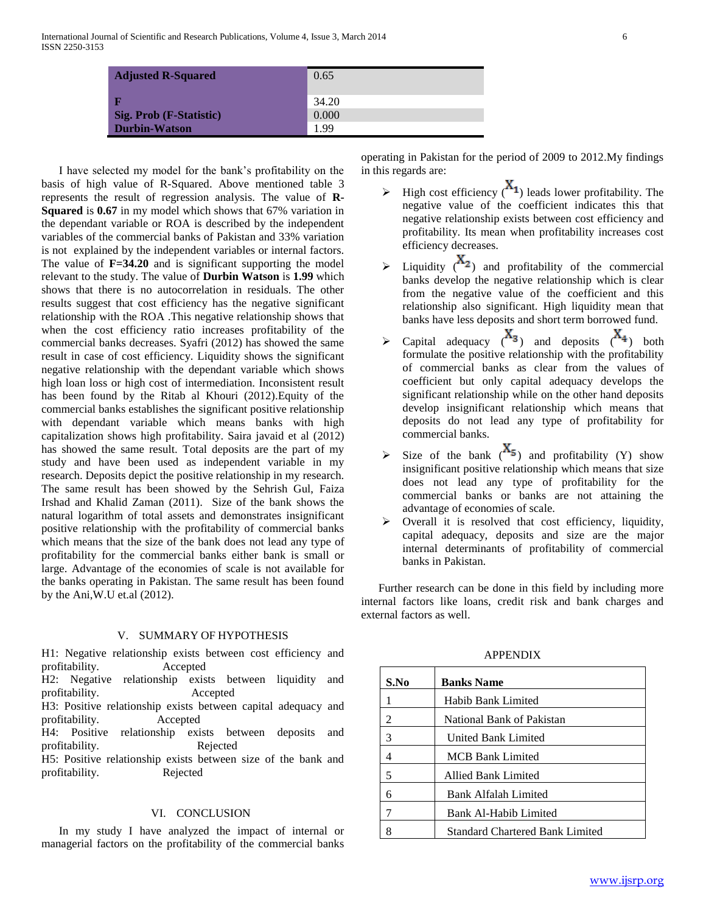| | |
|---|---|
| **Adjusted R-Squared** | 0.65 |
| **F** | 34.20 |
| **Sig. Prob (F-Statistic)** | 0.000 |
| **Durbin-Watson** | 1.99 |

I have selected my model for the bank's profitability on the basis of high value of R-Squared. Above mentioned table 3 represents the result of regression analysis. The value of **R-Squared** is **0.67** in my model which shows that 67% variation in the dependant variable or ROA is described by the independent variables of the commercial banks of Pakistan and 33% variation is not explained by the independent variables or internal factors. The value of **F=34.20** and is significant supporting the model relevant to the study. The value of **Durbin Watson** is **1.99** which shows that there is no autocorrelation in residuals. The other results suggest that cost efficiency has the negative significant relationship with the ROA .This negative relationship shows that when the cost efficiency ratio increases profitability of the commercial banks decreases. Syafri (2012) has showed the same result in case of cost efficiency. Liquidity shows the significant negative relationship with the dependant variable which shows high loan loss or high cost of intermediation. Inconsistent result has been found by the Ritab al Khouri (2012).Equity of the commercial banks establishes the significant positive relationship with dependant variable which means banks with high capitalization shows high profitability. Saira javaid et al (2012) has showed the same result. Total deposits are the part of my study and have been used as independent variable in my research. Deposits depict the positive relationship in my research. The same result has been showed by the Sehrish Gul, Faiza Irshad and Khalid Zaman (2011). Size of the bank shows the natural logarithm of total assets and demonstrates insignificant positive relationship with the profitability of commercial banks which means that the size of the bank does not lead any type of profitability for the commercial banks either bank is small or large. Advantage of the economies of scale is not available for the banks operating in Pakistan. The same result has been found by the Ani,W.U et.al (2012).

## V. SUMMARY OF HYPOTHESIS

H1: Negative relationship exists between cost efficiency and profitability. Accepted

H2: Negative relationship exists between liquidity and profitability. Accepted

H3: Positive relationship exists between capital adequacy and profitability. Accepted

H4: Positive relationship exists between deposits and profitability. Rejected

H5: Positive relationship exists between size of the bank and profitability. Rejected

## VI. CONCLUSION

In my study I have analyzed the impact of internal or managerial factors on the profitability of the commercial banks operating in Pakistan for the period of 2009 to 2012.My findings in this regards are:

- High cost efficiency ($X_1$) leads lower profitability. The negative value of the coefficient indicates this that negative relationship exists between cost efficiency and profitability. Its mean when profitability increases cost efficiency decreases.
- Liquidity ($X_2$) and profitability of the commercial banks develop the negative relationship which is clear from the negative value of the coefficient and this relationship also significant. High liquidity mean that banks have less deposits and short term borrowed fund.
- Capital adequacy ($X_3$) and deposits ($X_4$) both formulate the positive relationship with the profitability of commercial banks as clear from the values of coefficient but only capital adequacy develops the significant relationship while on the other hand deposits develop insignificant relationship which means that deposits do not lead any type of profitability for commercial banks.
- Size of the bank ($X_5$) and profitability (Y) show insignificant positive relationship which means that size does not lead any type of profitability for the commercial banks or banks are not attaining the advantage of economies of scale.
- Overall it is resolved that cost efficiency, liquidity, capital adequacy, deposits and size are the major internal determinants of profitability of commercial banks in Pakistan.

Further research can be done in this field by including more internal factors like loans, credit risk and bank charges and external factors as well.

## APPENDIX

| S.No | Banks Name |
|---|---|
| 1 | Habib Bank Limited |
| 2 | National Bank of Pakistan |
| 3 | United Bank Limited |
| 4 | MCB Bank Limited |
| 5 | Allied Bank Limited |
| 6 | Bank Alfalah Limited |
| 7 | Bank Al-Habib Limited |
| 8 | Standard Chartered Bank Limited |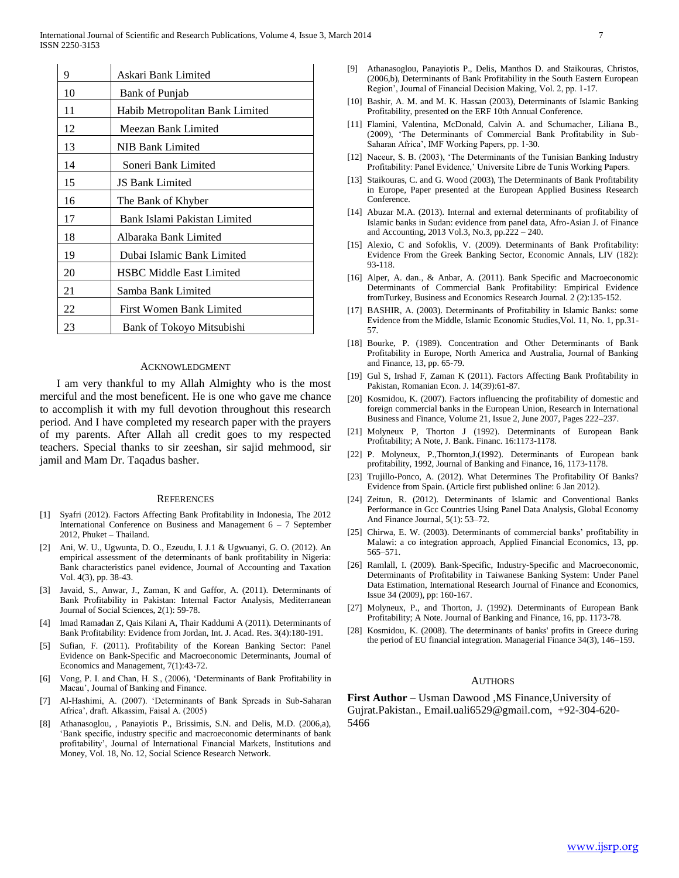| | |
|---|---|
| 9 | Askari Bank Limited |
| 10 | Bank of Punjab |
| 11 | Habib Metropolitan Bank Limited |
| 12 | Meezan Bank Limited |
| 13 | NIB Bank Limited |
| 14 | Soneri Bank Limited |
| 15 | JS Bank Limited |
| 16 | The Bank of Khyber |
| 17 | Bank Islami Pakistan Limited |
| 18 | Albaraka Bank Limited |
| 19 | Dubai Islamic Bank Limited |
| 20 | HSBC Middle East Limited |
| 21 | Samba Bank Limited |
| 22 | First Women Bank Limited |
| 23 | Bank of Tokoyo Mitsubishi |

## ACKNOWLEDGMENT

I am very thankful to my Allah Almighty who is the most merciful and the most beneficent. He is one who gave me chance to accomplish it with my full devotion throughout this research period. And I have completed my research paper with the prayers of my parents. After Allah all credit goes to my respected teachers. Special thanks to sir zeeshan, sir sajid mehmood, sir jamil and Mam Dr. Taqadus basher.

## REFERENCES

[1] Syafri (2012). Factors Affecting Bank Profitability in Indonesia, The 2012 International Conference on Business and Management 6 – 7 September 2012, Phuket – Thailand.

[2] Ani, W. U., Ugwunta, D. O., Ezeudu, I. J.1 & Ugwuanyi, G. O. (2012). An empirical assessment of the determinants of bank profitability in Nigeria: Bank characteristics panel evidence, Journal of Accounting and Taxation Vol. 4(3), pp. 38-43.

[3] Javaid, S., Anwar, J., Zaman, K and Gaffor, A. (2011). Determinants of Bank Profitability in Pakistan: Internal Factor Analysis, Mediterranean Journal of Social Sciences, 2(1): 59-78.

[4] Imad Ramadan Z, Qais Kilani A, Thair Kaddumi A (2011). Determinants of Bank Profitability: Evidence from Jordan, Int. J. Acad. Res. 3(4):180-191.

[5] Sufian, F. (2011). Profitability of the Korean Banking Sector: Panel Evidence on Bank-Specific and Macroeconomic Determinants, Journal of Economics and Management, 7(1):43-72.

[6] Vong, P. I. and Chan, H. S., (2006), 'Determinants of Bank Profitability in Macau', Journal of Banking and Finance.

[7] Al-Hashimi, A. (2007). 'Determinants of Bank Spreads in Sub-Saharan Africa', draft. Alkassim, Faisal A. (2005)

[8] Athanasoglou, , Panayiotis P., Brissimis, S.N. and Delis, M.D. (2006,a), 'Bank specific, industry specific and macroeconomic determinants of bank profitability', Journal of International Financial Markets, Institutions and Money, Vol. 18, No. 12, Social Science Research Network.

[9] Athanasoglou, Panayiotis P., Delis, Manthos D. and Staikouras, Christos, (2006,b), Determinants of Bank Profitability in the South Eastern European Region', Journal of Financial Decision Making, Vol. 2, pp. 1-17.

[10] Bashir, A. M. and M. K. Hassan (2003), Determinants of Islamic Banking Profitability, presented on the ERF 10th Annual Conference.

[11] Flamini, Valentina, McDonald, Calvin A. and Schumacher, Liliana B., (2009), 'The Determinants of Commercial Bank Profitability in Sub-Saharan Africa', IMF Working Papers, pp. 1-30.

[12] Naceur, S. B. (2003), 'The Determinants of the Tunisian Banking Industry Profitability: Panel Evidence,' Universite Libre de Tunis Working Papers.

[13] Staikouras, C. and G. Wood (2003), The Determinants of Bank Profitability in Europe, Paper presented at the European Applied Business Research Conference.

[14] Abuzar M.A. (2013). Internal and external determinants of profitability of Islamic banks in Sudan: evidence from panel data, Afro-Asian J. of Finance and Accounting, 2013 Vol.3, No.3, pp.222 – 240.

[15] Alexio, C and Sofoklis, V. (2009). Determinants of Bank Profitability: Evidence From the Greek Banking Sector, Economic Annals, LIV (182): 93-118.

[16] Alper, A. dan., & Anbar, A. (2011). Bank Specific and Macroeconomic Determinants of Commercial Bank Profitability: Empirical Evidence fromTurkey, Business and Economics Research Journal. 2 (2):135-152.

[17] BASHIR, A. (2003). Determinants of Profitability in Islamic Banks: some Evidence from the Middle, Islamic Economic Studies,Vol. 11, No. 1, pp.31-57.

[18] Bourke, P. (1989). Concentration and Other Determinants of Bank Profitability in Europe, North America and Australia, Journal of Banking and Finance, 13, pp. 65-79.

[19] Gul S, Irshad F, Zaman K (2011). Factors Affecting Bank Profitability in Pakistan, Romanian Econ. J. 14(39):61-87.

[20] Kosmidou, K. (2007). Factors influencing the profitability of domestic and foreign commercial banks in the European Union, Research in International Business and Finance, Volume 21, Issue 2, June 2007, Pages 222–237.

[21] Molyneux P, Thorton J (1992). Determinants of European Bank Profitability; A Note, J. Bank. Financ. 16:1173-1178.

[22] P. Molyneux, P.,Thornton,J.(1992). Determinants of European bank profitability, 1992, Journal of Banking and Finance, 16, 1173-1178.

[23] Trujillo-Ponco, A. (2012). What Determines The Profitability Of Banks? Evidence from Spain. (Article first published online: 6 Jan 2012).

[24] Zeitun, R. (2012). Determinants of Islamic and Conventional Banks Performance in Gcc Countries Using Panel Data Analysis, Global Economy And Finance Journal, 5(1): 53–72.

[25] Chirwa, E. W. (2003). Determinants of commercial banks' profitability in Malawi: a co integration approach, Applied Financial Economics, 13, pp. 565–571.

[26] Ramlall, I. (2009). Bank-Specific, Industry-Specific and Macroeconomic, Determinants of Profitability in Taiwanese Banking System: Under Panel Data Estimation, International Research Journal of Finance and Economics, Issue 34 (2009), pp: 160-167.

[27] Molyneux, P., and Thorton, J. (1992). Determinants of European Bank Profitability; A Note. Journal of Banking and Finance, 16, pp. 1173-78.

[28] Kosmidou, K. (2008). The determinants of banks' profits in Greece during the period of EU financial integration. Managerial Finance 34(3), 146–159.

## AUTHORS

**First Author** – Usman Dawood ,MS Finance,University of Gujrat.Pakistan., Email.uali6529@gmail.com, +92-304-620-5466